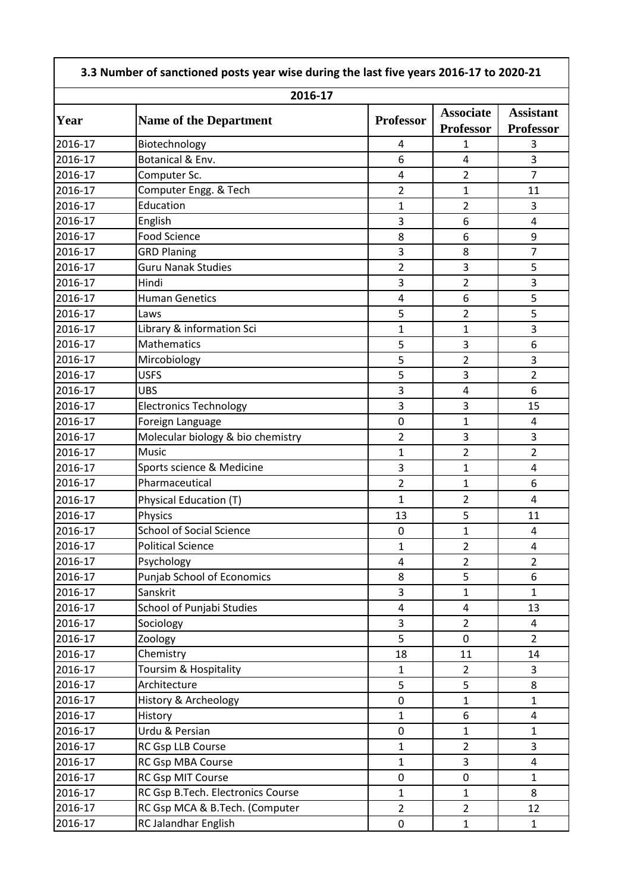## 3.3 Number of sanctioned posts year wise during the last five years 2016-17 to 2020-21

### 2016-17

| Year | Name of the Department | Professor | Associate Professor | Assistant Professor |
|---|---|---|---|---|
| 2016-17 | Biotechnology | 4 | 1 | 3 |
| 2016-17 | Botanical & Env. | 6 | 4 | 3 |
| 2016-17 | Computer Sc. | 4 | 2 | 7 |
| 2016-17 | Computer Engg. & Tech | 2 | 1 | 11 |
| 2016-17 | Education | 1 | 2 | 3 |
| 2016-17 | English | 3 | 6 | 4 |
| 2016-17 | Food Science | 8 | 6 | 9 |
| 2016-17 | GRD Planing | 3 | 8 | 7 |
| 2016-17 | Guru Nanak Studies | 2 | 3 | 5 |
| 2016-17 | Hindi | 3 | 2 | 3 |
| 2016-17 | Human Genetics | 4 | 6 | 5 |
| 2016-17 | Laws | 5 | 2 | 5 |
| 2016-17 | Library & information Sci | 1 | 1 | 3 |
| 2016-17 | Mathematics | 5 | 3 | 6 |
| 2016-17 | Mircobiology | 5 | 2 | 3 |
| 2016-17 | USFS | 5 | 3 | 2 |
| 2016-17 | UBS | 3 | 4 | 6 |
| 2016-17 | Electronics Technology | 3 | 3 | 15 |
| 2016-17 | Foreign Language | 0 | 1 | 4 |
| 2016-17 | Molecular biology & bio chemistry | 2 | 3 | 3 |
| 2016-17 | Music | 1 | 2 | 2 |
| 2016-17 | Sports science & Medicine | 3 | 1 | 4 |
| 2016-17 | Pharmaceutical | 2 | 1 | 6 |
| 2016-17 | Physical Education (T) | 1 | 2 | 4 |
| 2016-17 | Physics | 13 | 5 | 11 |
| 2016-17 | School of Social Science | 0 | 1 | 4 |
| 2016-17 | Political Science | 1 | 2 | 4 |
| 2016-17 | Psychology | 4 | 2 | 2 |
| 2016-17 | Punjab School of Economics | 8 | 5 | 6 |
| 2016-17 | Sanskrit | 3 | 1 | 1 |
| 2016-17 | School of Punjabi Studies | 4 | 4 | 13 |
| 2016-17 | Sociology | 3 | 2 | 4 |
| 2016-17 | Zoology | 5 | 0 | 2 |
| 2016-17 | Chemistry | 18 | 11 | 14 |
| 2016-17 | Toursim & Hospitality | 1 | 2 | 3 |
| 2016-17 | Architecture | 5 | 5 | 8 |
| 2016-17 | History & Archeology | 0 | 1 | 1 |
| 2016-17 | History | 1 | 6 | 4 |
| 2016-17 | Urdu & Persian | 0 | 1 | 1 |
| 2016-17 | RC Gsp LLB Course | 1 | 2 | 3 |
| 2016-17 | RC Gsp MBA Course | 1 | 3 | 4 |
| 2016-17 | RC Gsp MIT Course | 0 | 0 | 1 |
| 2016-17 | RC Gsp B.Tech. Electronics Course | 1 | 1 | 8 |
| 2016-17 | RC Gsp MCA & B.Tech. (Computer | 2 | 2 | 12 |
| 2016-17 | RC Jalandhar English | 0 | 1 | 1 |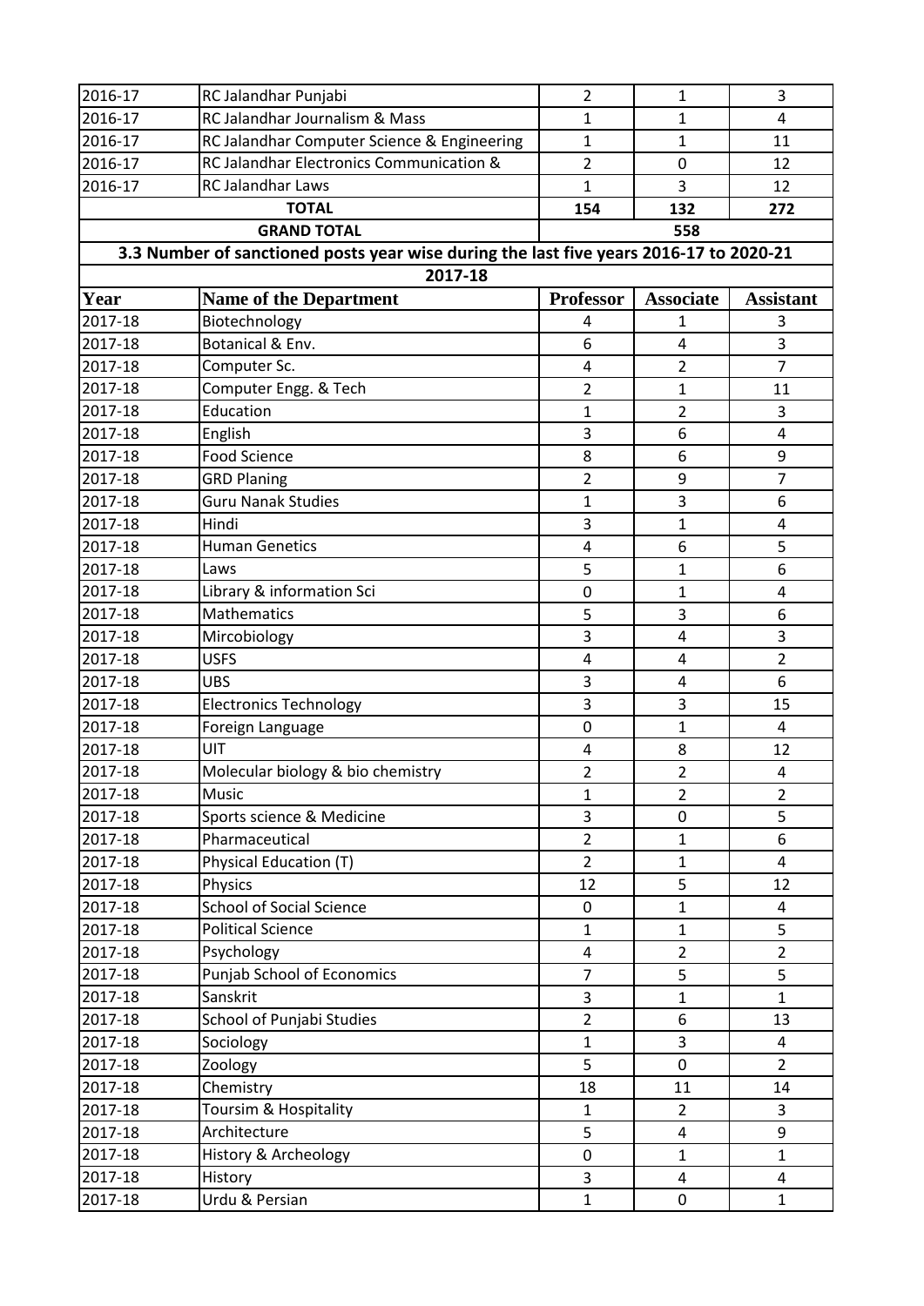| 2016-17 | RC Jalandhar Punjabi | 2 | 1 | 3 |
|---|---|---|---|---|
| 2016-17 | RC Jalandhar Journalism & Mass | 1 | 1 | 4 |
| 2016-17 | RC Jalandhar Computer Science & Engineering | 1 | 1 | 11 |
| 2016-17 | RC Jalandhar Electronics Communication & | 2 | 0 | 12 |
| 2016-17 | RC Jalandhar Laws | 1 | 3 | 12 |
| **TOTAL** | | **154** | **132** | **272** |
| **GRAND TOTAL** | | **558** | | |

**3.3 Number of sanctioned posts year wise during the last five years 2016-17 to 2020-21**

**2017-18**

| Year | Name of the Department | Professor | Associate | Assistant |
|---|---|---|---|---|
| 2017-18 | Biotechnology | 4 | 1 | 3 |
| 2017-18 | Botanical & Env. | 6 | 4 | 3 |
| 2017-18 | Computer Sc. | 4 | 2 | 7 |
| 2017-18 | Computer Engg. & Tech | 2 | 1 | 11 |
| 2017-18 | Education | 1 | 2 | 3 |
| 2017-18 | English | 3 | 6 | 4 |
| 2017-18 | Food Science | 8 | 6 | 9 |
| 2017-18 | GRD Planing | 2 | 9 | 7 |
| 2017-18 | Guru Nanak Studies | 1 | 3 | 6 |
| 2017-18 | Hindi | 3 | 1 | 4 |
| 2017-18 | Human Genetics | 4 | 6 | 5 |
| 2017-18 | Laws | 5 | 1 | 6 |
| 2017-18 | Library & information Sci | 0 | 1 | 4 |
| 2017-18 | Mathematics | 5 | 3 | 6 |
| 2017-18 | Mircobiology | 3 | 4 | 3 |
| 2017-18 | USFS | 4 | 4 | 2 |
| 2017-18 | UBS | 3 | 4 | 6 |
| 2017-18 | Electronics Technology | 3 | 3 | 15 |
| 2017-18 | Foreign Language | 0 | 1 | 4 |
| 2017-18 | UIT | 4 | 8 | 12 |
| 2017-18 | Molecular biology & bio chemistry | 2 | 2 | 4 |
| 2017-18 | Music | 1 | 2 | 2 |
| 2017-18 | Sports science & Medicine | 3 | 0 | 5 |
| 2017-18 | Pharmaceutical | 2 | 1 | 6 |
| 2017-18 | Physical Education (T) | 2 | 1 | 4 |
| 2017-18 | Physics | 12 | 5 | 12 |
| 2017-18 | School of Social Science | 0 | 1 | 4 |
| 2017-18 | Political Science | 1 | 1 | 5 |
| 2017-18 | Psychology | 4 | 2 | 2 |
| 2017-18 | Punjab School of Economics | 7 | 5 | 5 |
| 2017-18 | Sanskrit | 3 | 1 | 1 |
| 2017-18 | School of Punjabi Studies | 2 | 6 | 13 |
| 2017-18 | Sociology | 1 | 3 | 4 |
| 2017-18 | Zoology | 5 | 0 | 2 |
| 2017-18 | Chemistry | 18 | 11 | 14 |
| 2017-18 | Toursim & Hospitality | 1 | 2 | 3 |
| 2017-18 | Architecture | 5 | 4 | 9 |
| 2017-18 | History & Archeology | 0 | 1 | 1 |
| 2017-18 | History | 3 | 4 | 4 |
| 2017-18 | Urdu & Persian | 1 | 0 | 1 |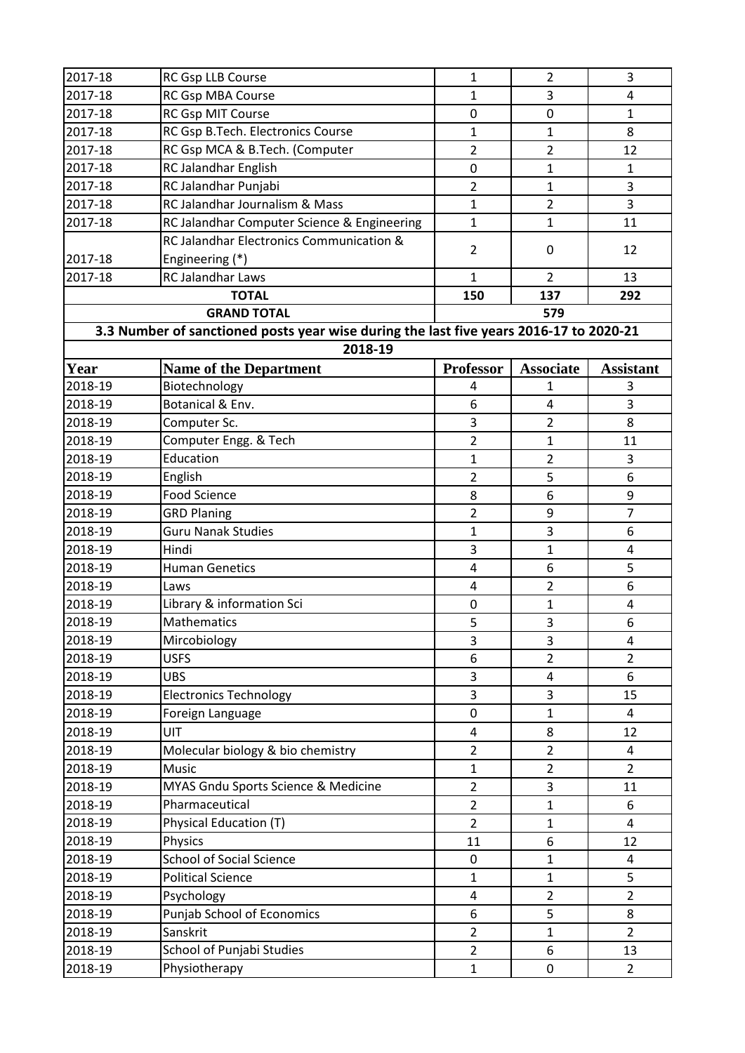| | | | | |
|---|---|---|---|---|
| 2017-18 | RC Gsp LLB Course | 1 | 2 | 3 |
| 2017-18 | RC Gsp MBA Course | 1 | 3 | 4 |
| 2017-18 | RC Gsp MIT Course | 0 | 0 | 1 |
| 2017-18 | RC Gsp B.Tech. Electronics Course | 1 | 1 | 8 |
| 2017-18 | RC Gsp MCA & B.Tech. (Computer | 2 | 2 | 12 |
| 2017-18 | RC Jalandhar English | 0 | 1 | 1 |
| 2017-18 | RC Jalandhar Punjabi | 2 | 1 | 3 |
| 2017-18 | RC Jalandhar Journalism & Mass | 1 | 2 | 3 |
| 2017-18 | RC Jalandhar Computer Science & Engineering | 1 | 1 | 11 |
| 2017-18 | RC Jalandhar Electronics Communication & Engineering (*) | 2 | 0 | 12 |
| 2017-18 | RC Jalandhar Laws | 1 | 2 | 13 |
| **TOTAL** | | **150** | **137** | **292** |
| **GRAND TOTAL** | | **579** | | |

**3.3 Number of sanctioned posts year wise during the last five years 2016-17 to 2020-21**

**2018-19**

| Year | Name of the Department | Professor | Associate | Assistant |
|---|---|---|---|---|
| 2018-19 | Biotechnology | 4 | 1 | 3 |
| 2018-19 | Botanical & Env. | 6 | 4 | 3 |
| 2018-19 | Computer Sc. | 3 | 2 | 8 |
| 2018-19 | Computer Engg. & Tech | 2 | 1 | 11 |
| 2018-19 | Education | 1 | 2 | 3 |
| 2018-19 | English | 2 | 5 | 6 |
| 2018-19 | Food Science | 8 | 6 | 9 |
| 2018-19 | GRD Planing | 2 | 9 | 7 |
| 2018-19 | Guru Nanak Studies | 1 | 3 | 6 |
| 2018-19 | Hindi | 3 | 1 | 4 |
| 2018-19 | Human Genetics | 4 | 6 | 5 |
| 2018-19 | Laws | 4 | 2 | 6 |
| 2018-19 | Library & information Sci | 0 | 1 | 4 |
| 2018-19 | Mathematics | 5 | 3 | 6 |
| 2018-19 | Mircobiology | 3 | 3 | 4 |
| 2018-19 | USFS | 6 | 2 | 2 |
| 2018-19 | UBS | 3 | 4 | 6 |
| 2018-19 | Electronics Technology | 3 | 3 | 15 |
| 2018-19 | Foreign Language | 0 | 1 | 4 |
| 2018-19 | UIT | 4 | 8 | 12 |
| 2018-19 | Molecular biology & bio chemistry | 2 | 2 | 4 |
| 2018-19 | Music | 1 | 2 | 2 |
| 2018-19 | MYAS Gndu Sports Science & Medicine | 2 | 3 | 11 |
| 2018-19 | Pharmaceutical | 2 | 1 | 6 |
| 2018-19 | Physical Education (T) | 2 | 1 | 4 |
| 2018-19 | Physics | 11 | 6 | 12 |
| 2018-19 | School of Social Science | 0 | 1 | 4 |
| 2018-19 | Political Science | 1 | 1 | 5 |
| 2018-19 | Psychology | 4 | 2 | 2 |
| 2018-19 | Punjab School of Economics | 6 | 5 | 8 |
| 2018-19 | Sanskrit | 2 | 1 | 2 |
| 2018-19 | School of Punjabi Studies | 2 | 6 | 13 |
| 2018-19 | Physiotherapy | 1 | 0 | 2 |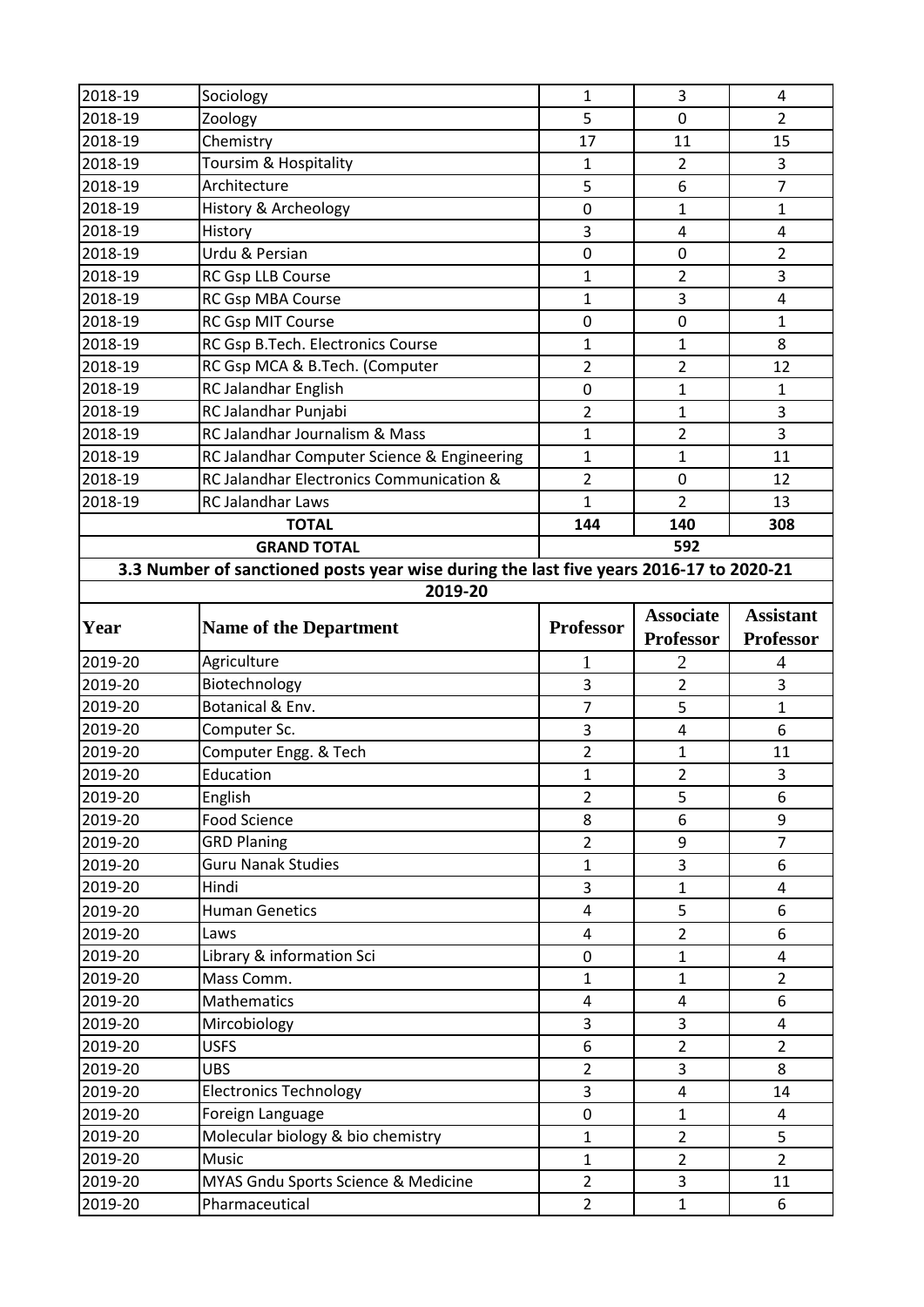| | | | | |
|---|---|---|---|---|
| 2018-19 | Sociology | 1 | 3 | 4 |
| 2018-19 | Zoology | 5 | 0 | 2 |
| 2018-19 | Chemistry | 17 | 11 | 15 |
| 2018-19 | Toursim & Hospitality | 1 | 2 | 3 |
| 2018-19 | Architecture | 5 | 6 | 7 |
| 2018-19 | History & Archeology | 0 | 1 | 1 |
| 2018-19 | History | 3 | 4 | 4 |
| 2018-19 | Urdu & Persian | 0 | 0 | 2 |
| 2018-19 | RC Gsp LLB Course | 1 | 2 | 3 |
| 2018-19 | RC Gsp MBA Course | 1 | 3 | 4 |
| 2018-19 | RC Gsp MIT Course | 0 | 0 | 1 |
| 2018-19 | RC Gsp B.Tech. Electronics Course | 1 | 1 | 8 |
| 2018-19 | RC Gsp MCA & B.Tech. (Computer | 2 | 2 | 12 |
| 2018-19 | RC Jalandhar English | 0 | 1 | 1 |
| 2018-19 | RC Jalandhar Punjabi | 2 | 1 | 3 |
| 2018-19 | RC Jalandhar Journalism & Mass | 1 | 2 | 3 |
| 2018-19 | RC Jalandhar Computer Science & Engineering | 1 | 1 | 11 |
| 2018-19 | RC Jalandhar Electronics Communication & | 2 | 0 | 12 |
| 2018-19 | RC Jalandhar Laws | 1 | 2 | 13 |
| **TOTAL** | | **144** | **140** | **308** |
| **GRAND TOTAL** | | **592** | | |

**3.3 Number of sanctioned posts year wise during the last five years 2016-17 to 2020-21**

**2019-20**

| Year | Name of the Department | Professor | Associate Professor | Assistant Professor |
|---|---|---|---|---|
| 2019-20 | Agriculture | 1 | 2 | 4 |
| 2019-20 | Biotechnology | 3 | 2 | 3 |
| 2019-20 | Botanical & Env. | 7 | 5 | 1 |
| 2019-20 | Computer Sc. | 3 | 4 | 6 |
| 2019-20 | Computer Engg. & Tech | 2 | 1 | 11 |
| 2019-20 | Education | 1 | 2 | 3 |
| 2019-20 | English | 2 | 5 | 6 |
| 2019-20 | Food Science | 8 | 6 | 9 |
| 2019-20 | GRD Planing | 2 | 9 | 7 |
| 2019-20 | Guru Nanak Studies | 1 | 3 | 6 |
| 2019-20 | Hindi | 3 | 1 | 4 |
| 2019-20 | Human Genetics | 4 | 5 | 6 |
| 2019-20 | Laws | 4 | 2 | 6 |
| 2019-20 | Library & information Sci | 0 | 1 | 4 |
| 2019-20 | Mass Comm. | 1 | 1 | 2 |
| 2019-20 | Mathematics | 4 | 4 | 6 |
| 2019-20 | Mircobiology | 3 | 3 | 4 |
| 2019-20 | USFS | 6 | 2 | 2 |
| 2019-20 | UBS | 2 | 3 | 8 |
| 2019-20 | Electronics Technology | 3 | 4 | 14 |
| 2019-20 | Foreign Language | 0 | 1 | 4 |
| 2019-20 | Molecular biology & bio chemistry | 1 | 2 | 5 |
| 2019-20 | Music | 1 | 2 | 2 |
| 2019-20 | MYAS Gndu Sports Science & Medicine | 2 | 3 | 11 |
| 2019-20 | Pharmaceutical | 2 | 1 | 6 |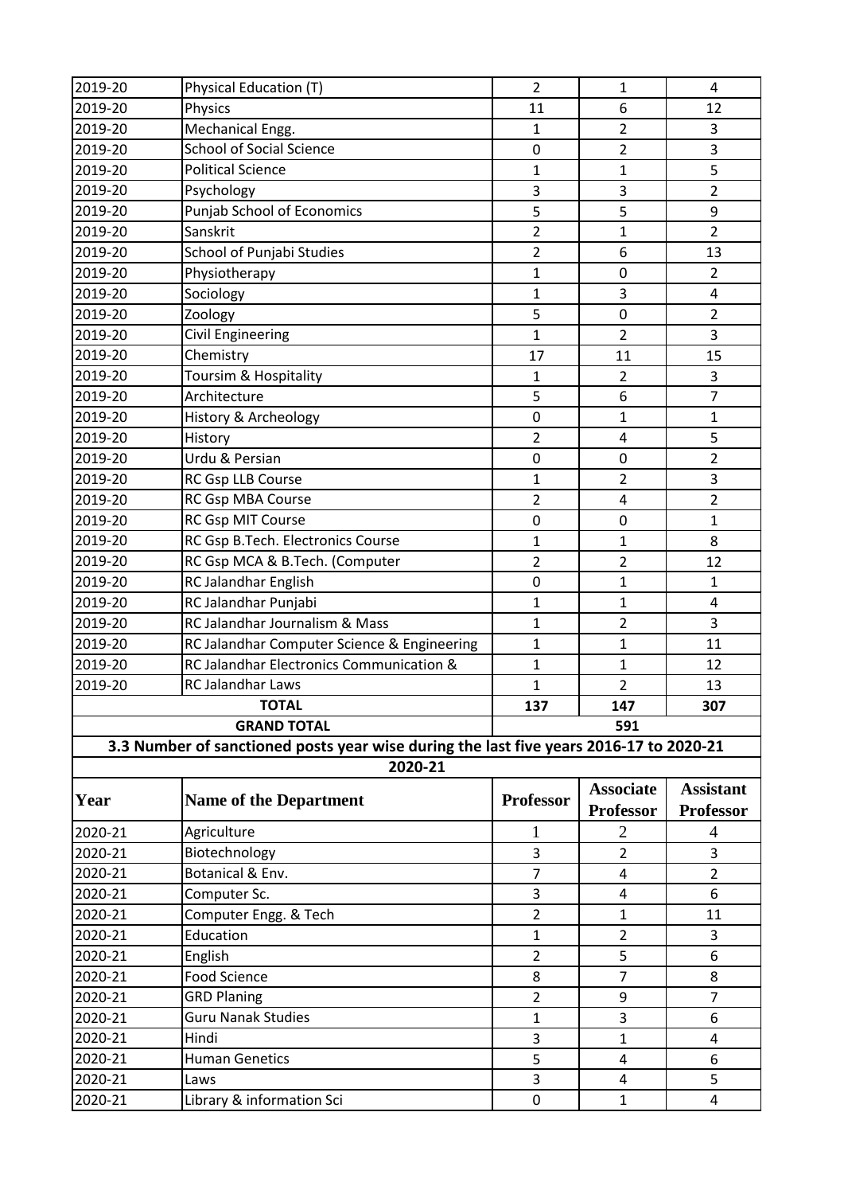| 2019-20 | Physical Education (T) | 2 | 1 | 4 |
|---|---|---|---|---|
| 2019-20 | Physics | 11 | 6 | 12 |
| 2019-20 | Mechanical Engg. | 1 | 2 | 3 |
| 2019-20 | School of Social Science | 0 | 2 | 3 |
| 2019-20 | Political Science | 1 | 1 | 5 |
| 2019-20 | Psychology | 3 | 3 | 2 |
| 2019-20 | Punjab School of Economics | 5 | 5 | 9 |
| 2019-20 | Sanskrit | 2 | 1 | 2 |
| 2019-20 | School of Punjabi Studies | 2 | 6 | 13 |
| 2019-20 | Physiotherapy | 1 | 0 | 2 |
| 2019-20 | Sociology | 1 | 3 | 4 |
| 2019-20 | Zoology | 5 | 0 | 2 |
| 2019-20 | Civil Engineering | 1 | 2 | 3 |
| 2019-20 | Chemistry | 17 | 11 | 15 |
| 2019-20 | Toursim & Hospitality | 1 | 2 | 3 |
| 2019-20 | Architecture | 5 | 6 | 7 |
| 2019-20 | History & Archeology | 0 | 1 | 1 |
| 2019-20 | History | 2 | 4 | 5 |
| 2019-20 | Urdu & Persian | 0 | 0 | 2 |
| 2019-20 | RC Gsp LLB Course | 1 | 2 | 3 |
| 2019-20 | RC Gsp MBA Course | 2 | 4 | 2 |
| 2019-20 | RC Gsp MIT Course | 0 | 0 | 1 |
| 2019-20 | RC Gsp B.Tech. Electronics Course | 1 | 1 | 8 |
| 2019-20 | RC Gsp MCA & B.Tech. (Computer | 2 | 2 | 12 |
| 2019-20 | RC Jalandhar English | 0 | 1 | 1 |
| 2019-20 | RC Jalandhar Punjabi | 1 | 1 | 4 |
| 2019-20 | RC Jalandhar Journalism & Mass | 1 | 2 | 3 |
| 2019-20 | RC Jalandhar Computer Science & Engineering | 1 | 1 | 11 |
| 2019-20 | RC Jalandhar Electronics Communication & | 1 | 1 | 12 |
| 2019-20 | RC Jalandhar Laws | 1 | 2 | 13 |
| **TOTAL** | | **137** | **147** | **307** |
| **GRAND TOTAL** | | **591** | | |

**3.3 Number of sanctioned posts year wise during the last five years 2016-17 to 2020-21**

**2020-21**

| Year | Name of the Department | Professor | Associate Professor | Assistant Professor |
|---|---|---|---|---|
| 2020-21 | Agriculture | 1 | 2 | 4 |
| 2020-21 | Biotechnology | 3 | 2 | 3 |
| 2020-21 | Botanical & Env. | 7 | 4 | 2 |
| 2020-21 | Computer Sc. | 3 | 4 | 6 |
| 2020-21 | Computer Engg. & Tech | 2 | 1 | 11 |
| 2020-21 | Education | 1 | 2 | 3 |
| 2020-21 | English | 2 | 5 | 6 |
| 2020-21 | Food Science | 8 | 7 | 8 |
| 2020-21 | GRD Planing | 2 | 9 | 7 |
| 2020-21 | Guru Nanak Studies | 1 | 3 | 6 |
| 2020-21 | Hindi | 3 | 1 | 4 |
| 2020-21 | Human Genetics | 5 | 4 | 6 |
| 2020-21 | Laws | 3 | 4 | 5 |
| 2020-21 | Library & information Sci | 0 | 1 | 4 |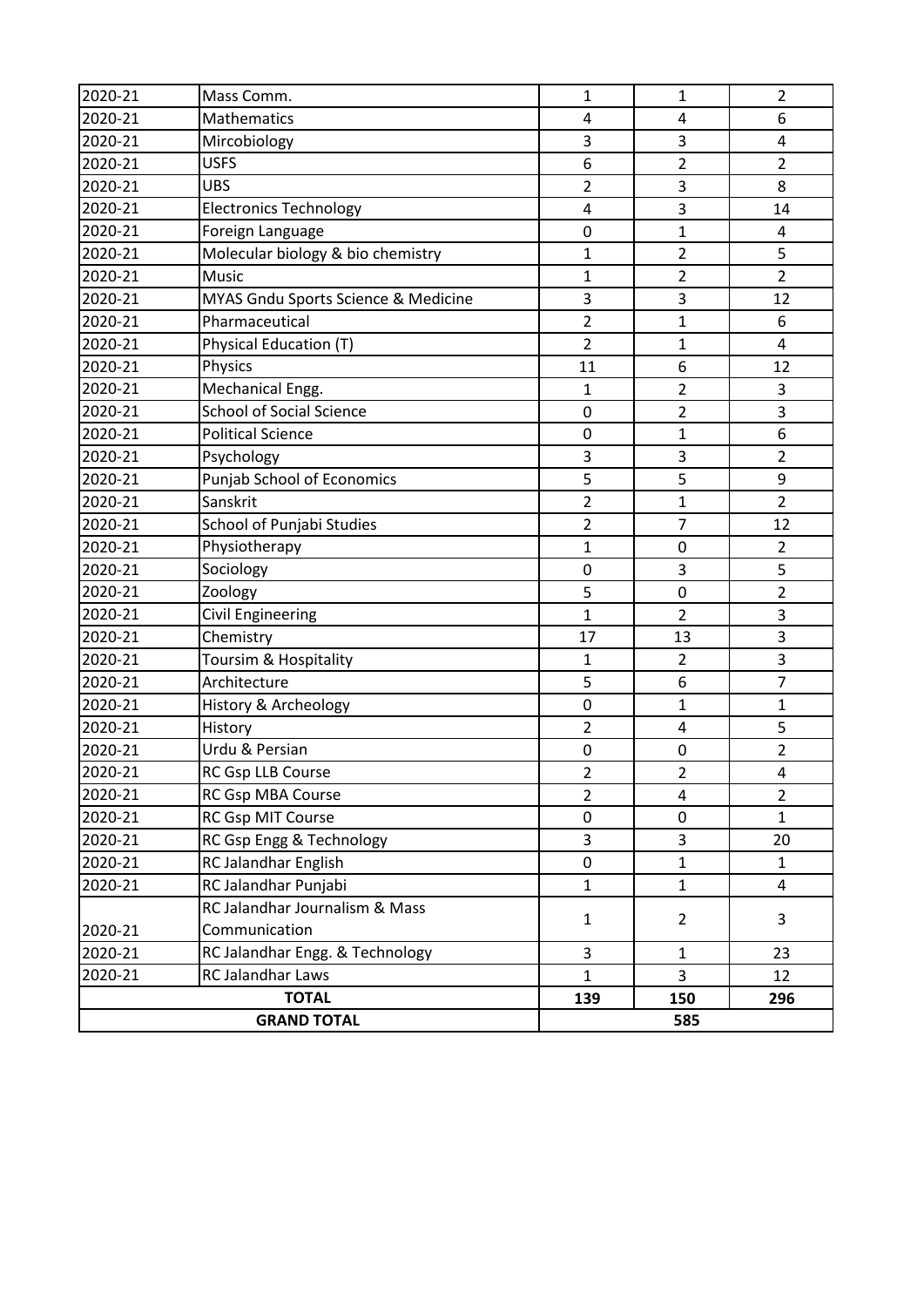| | | | | |
|---|---|---|---|---|
| 2020-21 | Mass Comm. | 1 | 1 | 2 |
| 2020-21 | Mathematics | 4 | 4 | 6 |
| 2020-21 | Mircobiology | 3 | 3 | 4 |
| 2020-21 | USFS | 6 | 2 | 2 |
| 2020-21 | UBS | 2 | 3 | 8 |
| 2020-21 | Electronics Technology | 4 | 3 | 14 |
| 2020-21 | Foreign Language | 0 | 1 | 4 |
| 2020-21 | Molecular biology & bio chemistry | 1 | 2 | 5 |
| 2020-21 | Music | 1 | 2 | 2 |
| 2020-21 | MYAS Gndu Sports Science & Medicine | 3 | 3 | 12 |
| 2020-21 | Pharmaceutical | 2 | 1 | 6 |
| 2020-21 | Physical Education (T) | 2 | 1 | 4 |
| 2020-21 | Physics | 11 | 6 | 12 |
| 2020-21 | Mechanical Engg. | 1 | 2 | 3 |
| 2020-21 | School of Social Science | 0 | 2 | 3 |
| 2020-21 | Political Science | 0 | 1 | 6 |
| 2020-21 | Psychology | 3 | 3 | 2 |
| 2020-21 | Punjab School of Economics | 5 | 5 | 9 |
| 2020-21 | Sanskrit | 2 | 1 | 2 |
| 2020-21 | School of Punjabi Studies | 2 | 7 | 12 |
| 2020-21 | Physiotherapy | 1 | 0 | 2 |
| 2020-21 | Sociology | 0 | 3 | 5 |
| 2020-21 | Zoology | 5 | 0 | 2 |
| 2020-21 | Civil Engineering | 1 | 2 | 3 |
| 2020-21 | Chemistry | 17 | 13 | 3 |
| 2020-21 | Toursim & Hospitality | 1 | 2 | 3 |
| 2020-21 | Architecture | 5 | 6 | 7 |
| 2020-21 | History & Archeology | 0 | 1 | 1 |
| 2020-21 | History | 2 | 4 | 5 |
| 2020-21 | Urdu & Persian | 0 | 0 | 2 |
| 2020-21 | RC Gsp LLB Course | 2 | 2 | 4 |
| 2020-21 | RC Gsp MBA Course | 2 | 4 | 2 |
| 2020-21 | RC Gsp MIT Course | 0 | 0 | 1 |
| 2020-21 | RC Gsp Engg & Technology | 3 | 3 | 20 |
| 2020-21 | RC Jalandhar English | 0 | 1 | 1 |
| 2020-21 | RC Jalandhar Punjabi | 1 | 1 | 4 |
| 2020-21 | RC Jalandhar Journalism & Mass Communication | 1 | 2 | 3 |
| 2020-21 | RC Jalandhar Engg. & Technology | 3 | 1 | 23 |
| 2020-21 | RC Jalandhar Laws | 1 | 3 | 12 |
| **TOTAL** | | **139** | **150** | **296** |
| **GRAND TOTAL** | | **585** | | |